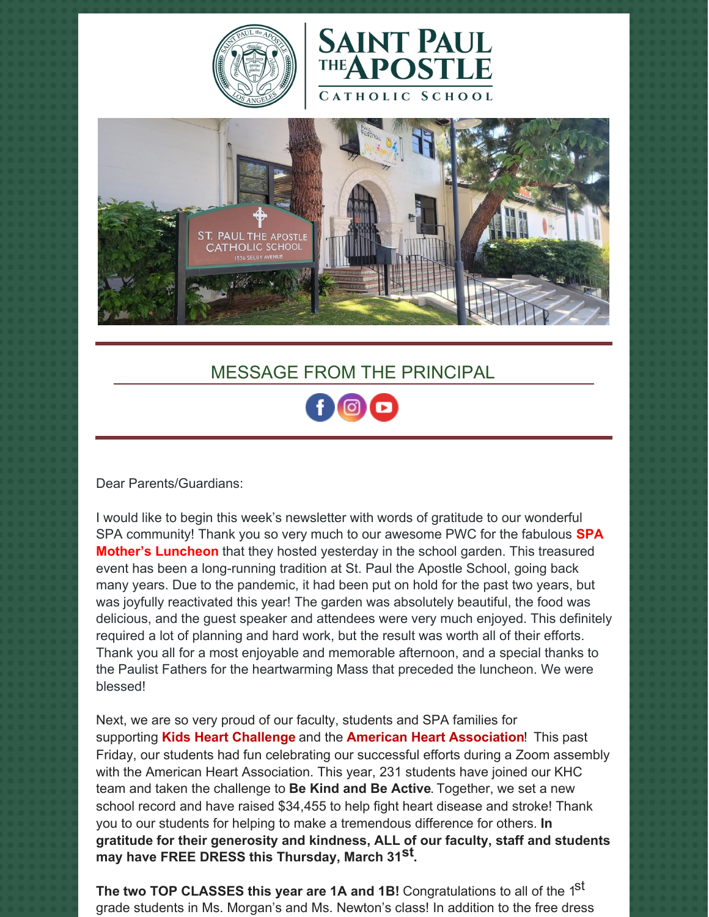# SAINT PAUL THE APOSTLE CATHOLIC SCHOOL

## MESSAGE FROM THE PRINCIPAL

Dear Parents/Guardians:

I would like to begin this week's newsletter with words of gratitude to our wonderful SPA community! Thank you so very much to our awesome PWC for the fabulous **SPA Mother's Luncheon** that they hosted yesterday in the school garden. This treasured event has been a long-running tradition at St. Paul the Apostle School, going back many years. Due to the pandemic, it had been put on hold for the past two years, but was joyfully reactivated this year! The garden was absolutely beautiful, the food was delicious, and the guest speaker and attendees were very much enjoyed. This definitely required a lot of planning and hard work, but the result was worth all of their efforts. Thank you all for a most enjoyable and memorable afternoon, and a special thanks to the Paulist Fathers for the heartwarming Mass that preceded the luncheon. We were blessed!

Next, we are so very proud of our faculty, students and SPA families for supporting **Kids Heart Challenge** and the **American Heart Association**! This past Friday, our students had fun celebrating our successful efforts during a Zoom assembly with the American Heart Association. This year, 231 students have joined our KHC team and taken the challenge to **Be Kind and Be Active**. Together, we set a new school record and have raised $34,455 to help fight heart disease and stroke! Thank you to our students for helping to make a tremendous difference for others. **In gratitude for their generosity and kindness, ALL of our faculty, staff and students may have FREE DRESS this Thursday, March 31st.**

**The two TOP CLASSES this year are 1A and 1B!** Congratulations to all of the 1st grade students in Ms. Morgan's and Ms. Newton's class! In addition to the free dress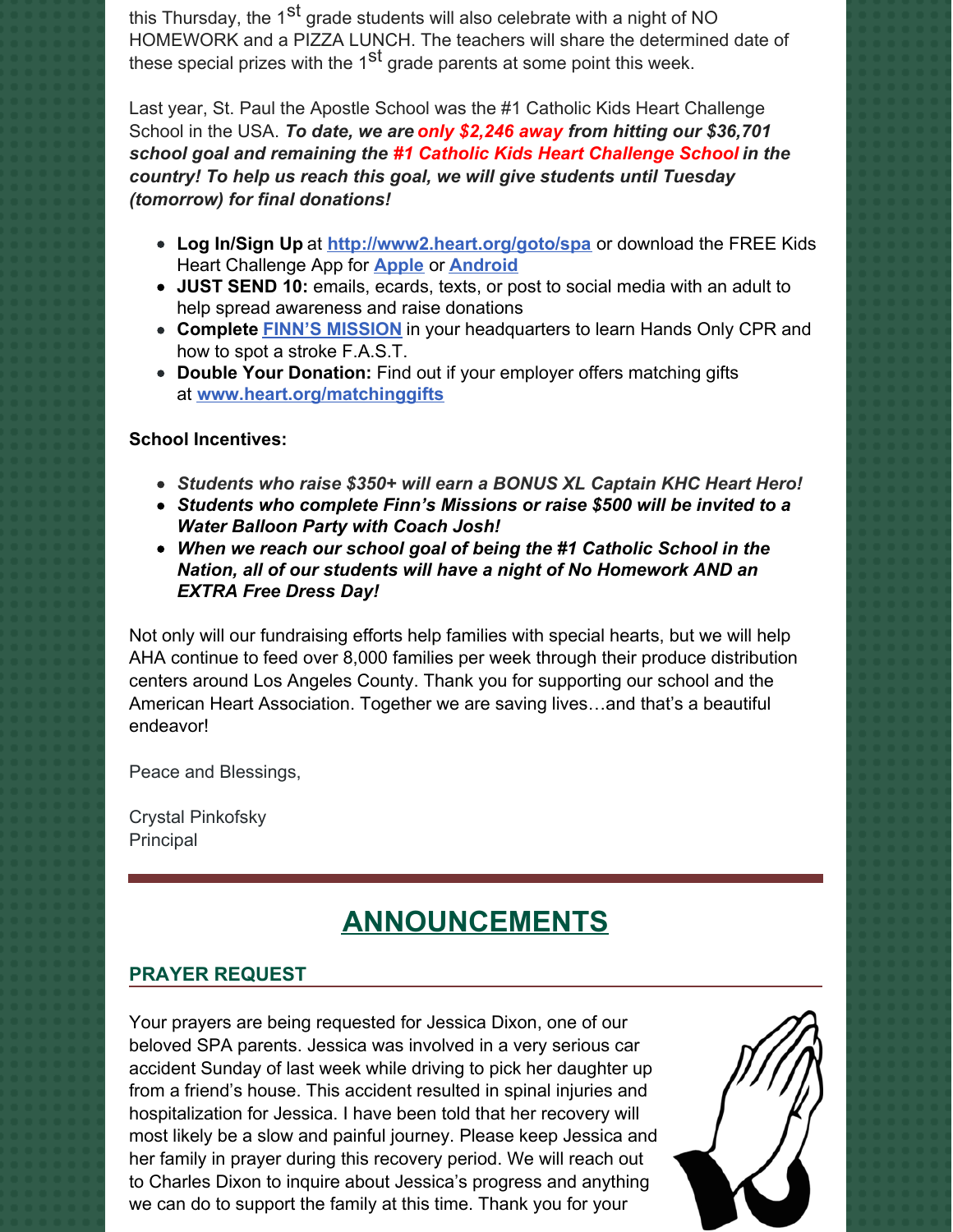this Thursday, the 1st grade students will also celebrate with a night of NO HOMEWORK and a PIZZA LUNCH. The teachers will share the determined date of these special prizes with the 1st grade parents at some point this week.

Last year, St. Paul the Apostle School was the #1 Catholic Kids Heart Challenge School in the USA. ***To date, we are only $2,246 away from hitting our $36,701 school goal and remaining the #1 Catholic Kids Heart Challenge School in the country! To help us reach this goal, we will give students until Tuesday (tomorrow) for final donations!***

- **Log In/Sign Up** at **[http://www2.heart.org/goto/spa](http://www2.heart.org/goto/spa)** or download the FREE Kids Heart Challenge App for **Apple** or **Android**
- **JUST SEND 10:** emails, ecards, texts, or post to social media with an adult to help spread awareness and raise donations
- **Complete FINN'S MISSION** in your headquarters to learn Hands Only CPR and how to spot a stroke F.A.S.T.
- **Double Your Donation:** Find out if your employer offers matching gifts at **[www.heart.org/matchinggifts](http://www.heart.org/matchinggifts)**

**School Incentives:**

- ***Students who raise $350+ will earn a BONUS XL Captain KHC Heart Hero!***
- ***Students who complete Finn's Missions or raise $500 will be invited to a Water Balloon Party with Coach Josh!***
- ***When we reach our school goal of being the #1 Catholic School in the Nation, all of our students will have a night of No Homework AND an EXTRA Free Dress Day!***

Not only will our fundraising efforts help families with special hearts, but we will help AHA continue to feed over 8,000 families per week through their produce distribution centers around Los Angeles County. Thank you for supporting our school and the American Heart Association. Together we are saving lives…and that's a beautiful endeavor!

Peace and Blessings,

Crystal Pinkofsky
Principal

# ANNOUNCEMENTS

### PRAYER REQUEST

Your prayers are being requested for Jessica Dixon, one of our beloved SPA parents. Jessica was involved in a very serious car accident Sunday of last week while driving to pick her daughter up from a friend's house. This accident resulted in spinal injuries and hospitalization for Jessica. I have been told that her recovery will most likely be a slow and painful journey. Please keep Jessica and her family in prayer during this recovery period. We will reach out to Charles Dixon to inquire about Jessica's progress and anything we can do to support the family at this time. Thank you for your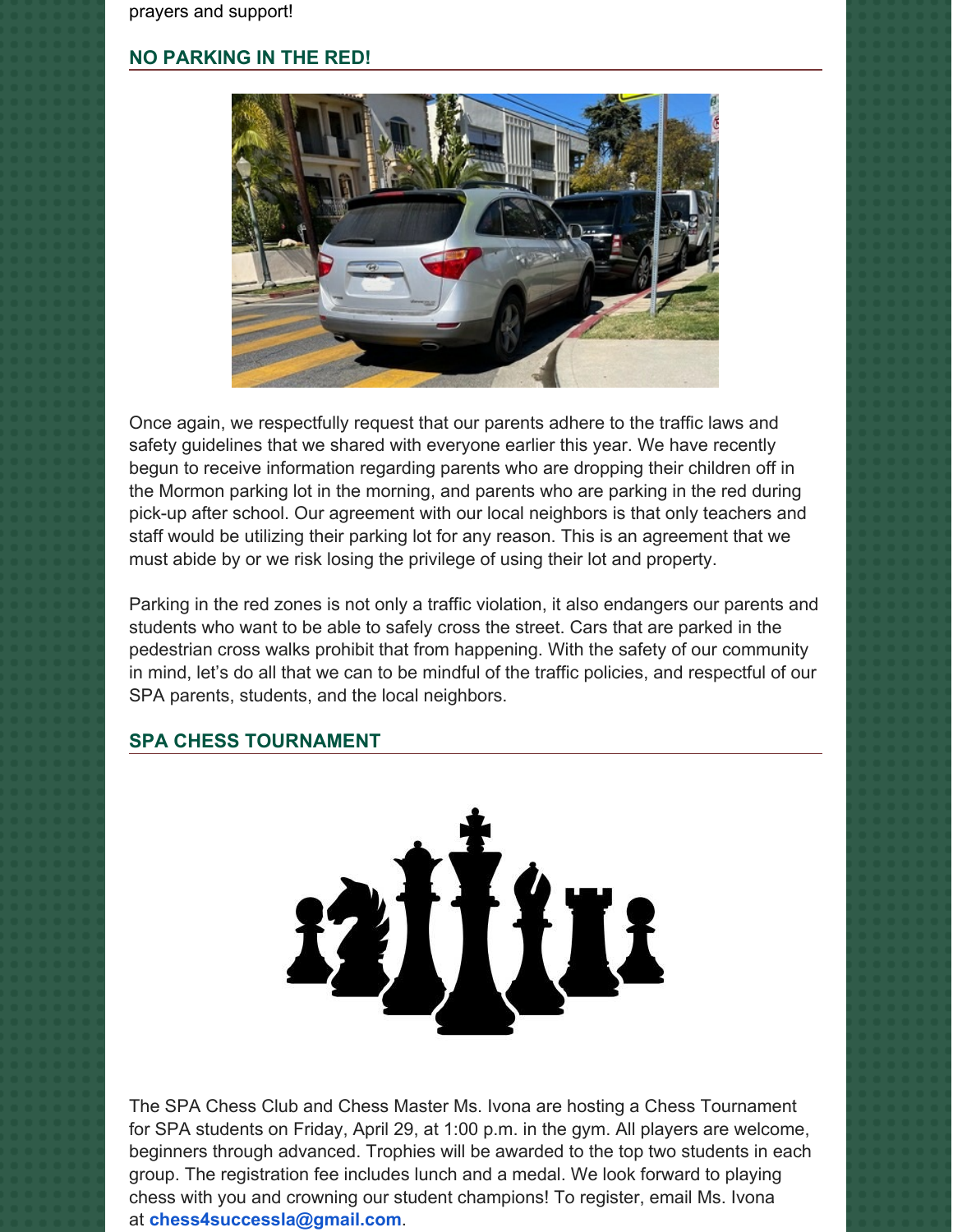prayers and support!

## NO PARKING IN THE RED!

Once again, we respectfully request that our parents adhere to the traffic laws and safety guidelines that we shared with everyone earlier this year. We have recently begun to receive information regarding parents who are dropping their children off in the Mormon parking lot in the morning, and parents who are parking in the red during pick-up after school. Our agreement with our local neighbors is that only teachers and staff would be utilizing their parking lot for any reason. This is an agreement that we must abide by or we risk losing the privilege of using their lot and property.

Parking in the red zones is not only a traffic violation, it also endangers our parents and students who want to be able to safely cross the street. Cars that are parked in the pedestrian cross walks prohibit that from happening. With the safety of our community in mind, let's do all that we can to be mindful of the traffic policies, and respectful of our SPA parents, students, and the local neighbors.

## SPA CHESS TOURNAMENT

The SPA Chess Club and Chess Master Ms. Ivona are hosting a Chess Tournament for SPA students on Friday, April 29, at 1:00 p.m. in the gym. All players are welcome, beginners through advanced. Trophies will be awarded to the top two students in each group. The registration fee includes lunch and a medal. We look forward to playing chess with you and crowning our student champions! To register, email Ms. Ivona at **chess4successla@gmail.com**.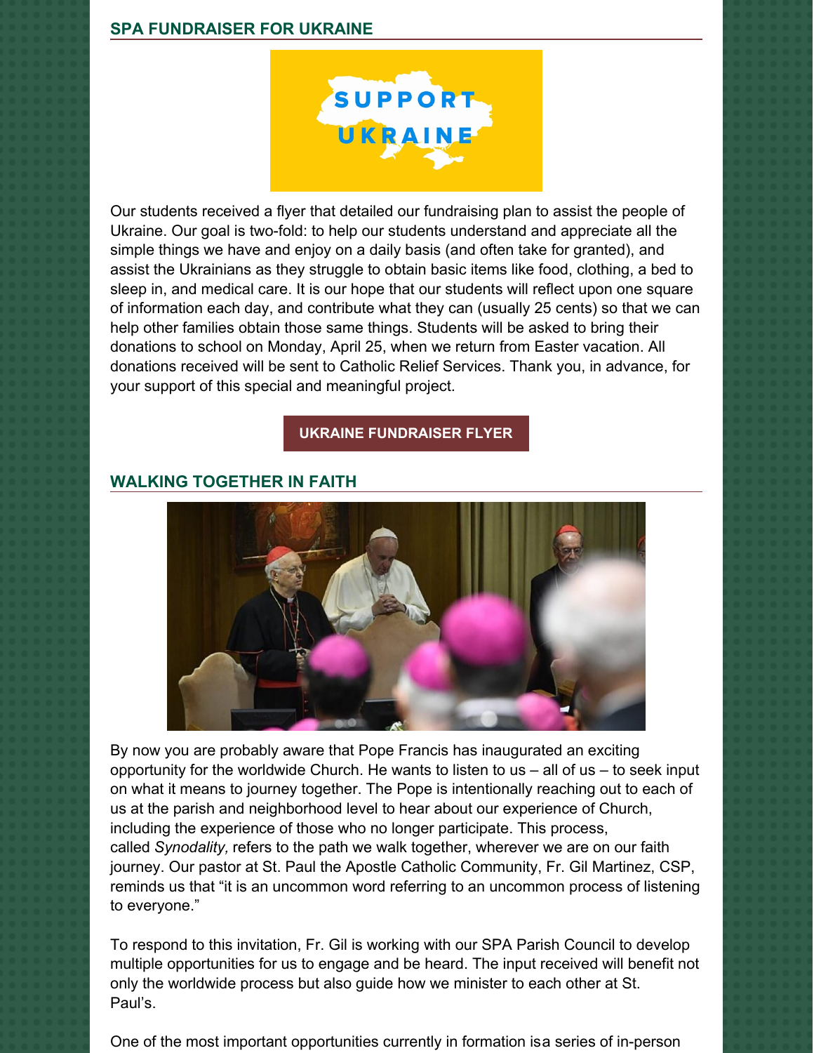## SPA FUNDRAISER FOR UKRAINE

Our students received a flyer that detailed our fundraising plan to assist the people of Ukraine. Our goal is two-fold: to help our students understand and appreciate all the simple things we have and enjoy on a daily basis (and often take for granted), and assist the Ukrainians as they struggle to obtain basic items like food, clothing, a bed to sleep in, and medical care. It is our hope that our students will reflect upon one square of information each day, and contribute what they can (usually 25 cents) so that we can help other families obtain those same things. Students will be asked to bring their donations to school on Monday, April 25, when we return from Easter vacation. All donations received will be sent to Catholic Relief Services. Thank you, in advance, for your support of this special and meaningful project.

**UKRAINE FUNDRAISER FLYER**

## WALKING TOGETHER IN FAITH

By now you are probably aware that Pope Francis has inaugurated an exciting opportunity for the worldwide Church. He wants to listen to us – all of us – to seek input on what it means to journey together. The Pope is intentionally reaching out to each of us at the parish and neighborhood level to hear about our experience of Church, including the experience of those who no longer participate. This process, called *Synodality,* refers to the path we walk together, wherever we are on our faith journey. Our pastor at St. Paul the Apostle Catholic Community, Fr. Gil Martinez, CSP, reminds us that "it is an uncommon word referring to an uncommon process of listening to everyone."

To respond to this invitation, Fr. Gil is working with our SPA Parish Council to develop multiple opportunities for us to engage and be heard. The input received will benefit not only the worldwide process but also guide how we minister to each other at St. Paul's.

One of the most important opportunities currently in formation isa series of in-person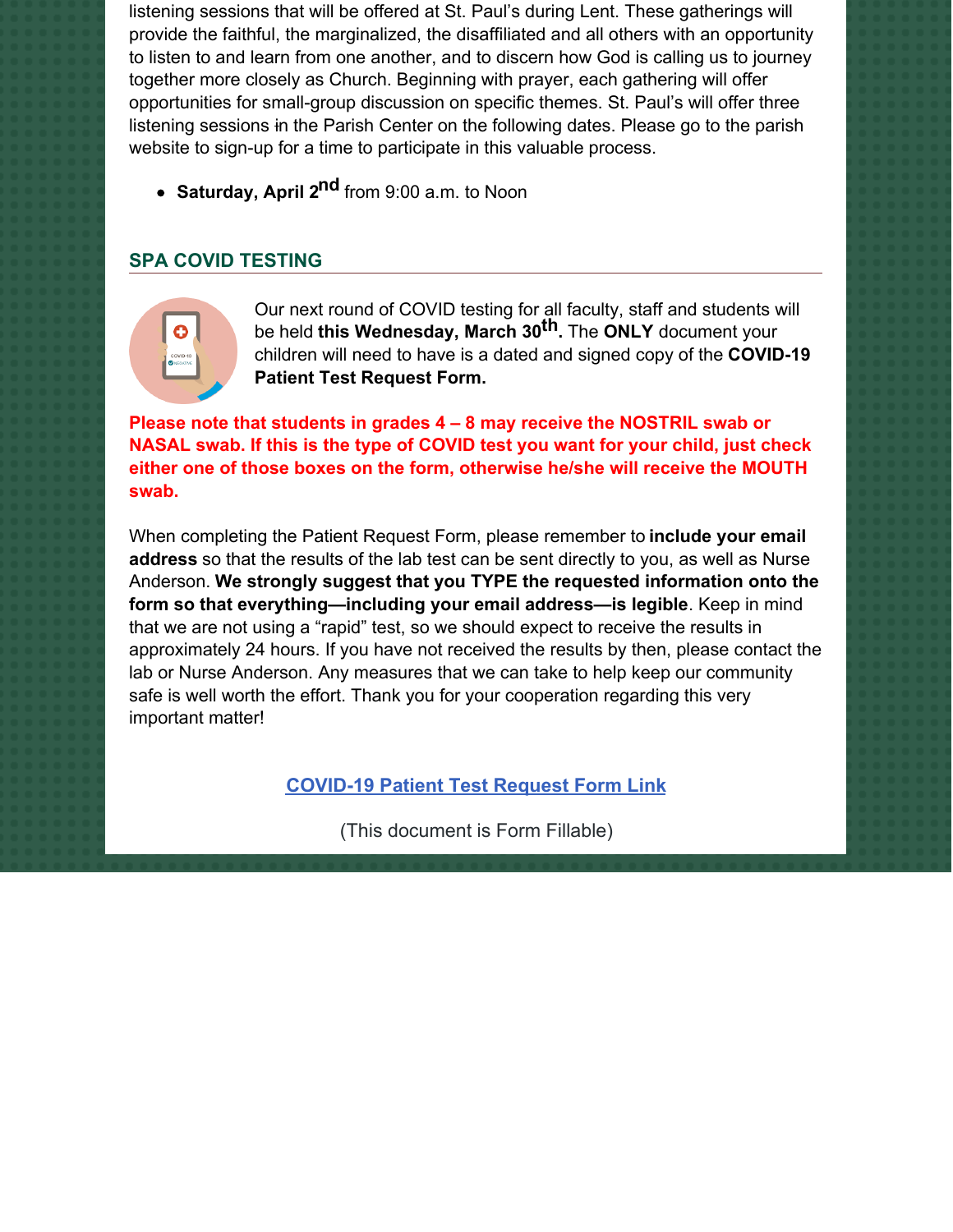listening sessions that will be offered at St. Paul's during Lent. These gatherings will provide the faithful, the marginalized, the disaffiliated and all others with an opportunity to listen to and learn from one another, and to discern how God is calling us to journey together more closely as Church. Beginning with prayer, each gathering will offer opportunities for small-group discussion on specific themes. St. Paul's will offer three listening sessions in the Parish Center on the following dates. Please go to the parish website to sign-up for a time to participate in this valuable process.

- **Saturday, April 2nd** from 9:00 a.m. to Noon

## SPA COVID TESTING

Our next round of COVID testing for all faculty, staff and students will be held **this Wednesday, March 30th.** The **ONLY** document your children will need to have is a dated and signed copy of the **COVID-19 Patient Test Request Form.**

**Please note that students in grades 4 – 8 may receive the NOSTRIL swab or NASAL swab. If this is the type of COVID test you want for your child, just check either one of those boxes on the form, otherwise he/she will receive the MOUTH swab.**

When completing the Patient Request Form, please remember to **include your email address** so that the results of the lab test can be sent directly to you, as well as Nurse Anderson. **We strongly suggest that you TYPE the requested information onto the form so that everything—including your email address—is legible**. Keep in mind that we are not using a "rapid" test, so we should expect to receive the results in approximately 24 hours. If you have not received the results by then, please contact the lab or Nurse Anderson. Any measures that we can take to help keep our community safe is well worth the effort. Thank you for your cooperation regarding this very important matter!

**COVID-19 Patient Test Request Form Link**

(This document is Form Fillable)